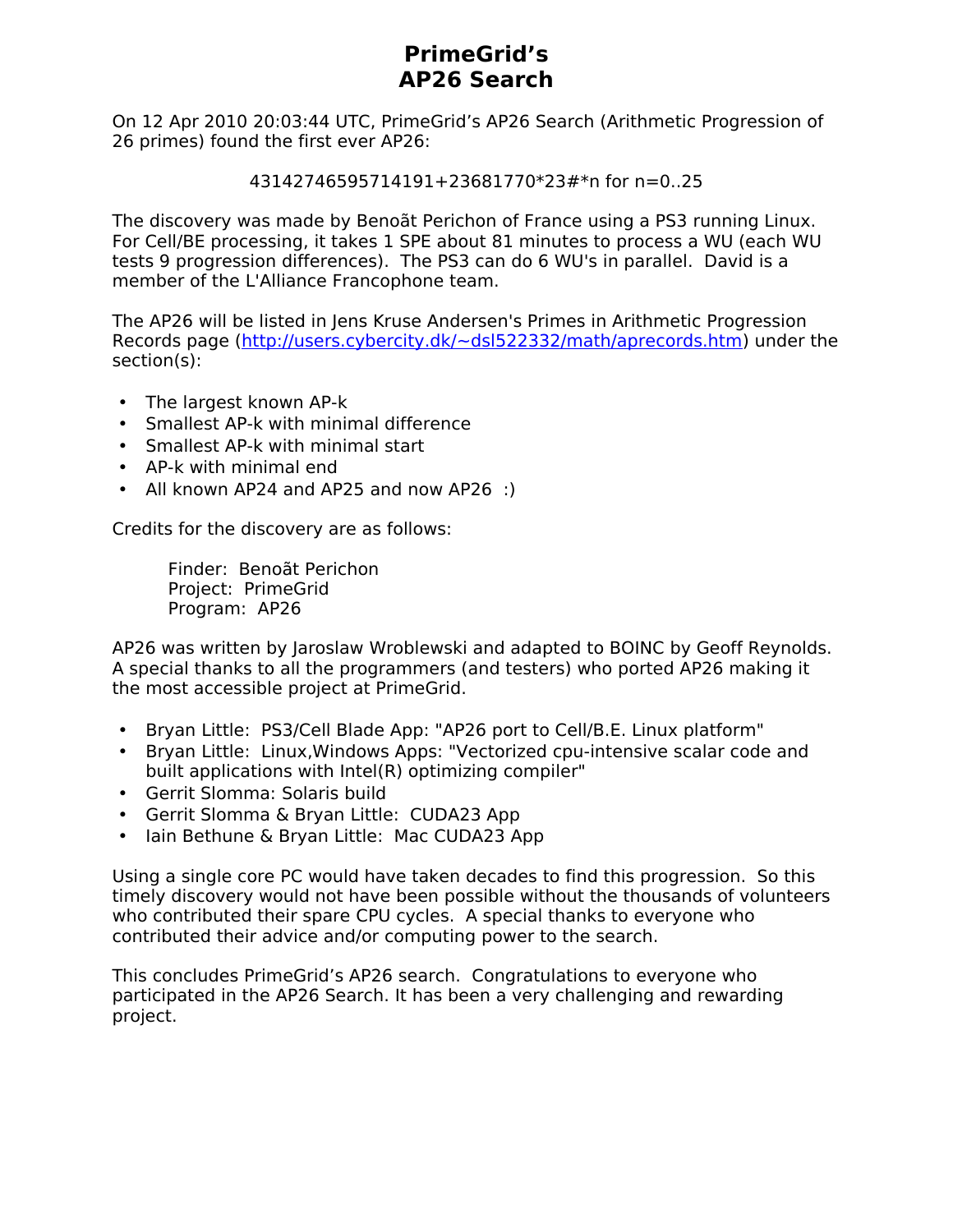# PrimeGrid's
# AP26 Search

On 12 Apr 2010 20:03:44 UTC, PrimeGrid's AP26 Search (Arithmetic Progression of 26 primes) found the first ever AP26:

43142746595714191+23681770*23#*n for n=0..25

The discovery was made by Benoãt Perichon of France using a PS3 running Linux. For Cell/BE processing, it takes 1 SPE about 81 minutes to process a WU (each WU tests 9 progression differences). The PS3 can do 6 WU's in parallel. David is a member of the L'Alliance Francophone team.

The AP26 will be listed in Jens Kruse Andersen's Primes in Arithmetic Progression Records page ([http://users.cybercity.dk/~dsl522332/math/aprecords.htm](http://users.cybercity.dk/~dsl522332/math/aprecords.htm)) under the section(s):

- The largest known AP-k
- Smallest AP-k with minimal difference
- Smallest AP-k with minimal start
- AP-k with minimal end
- All known AP24 and AP25 and now AP26 :)

Credits for the discovery are as follows:

> Finder: Benoãt Perichon
> Project: PrimeGrid
> Program: AP26

AP26 was written by Jaroslaw Wroblewski and adapted to BOINC by Geoff Reynolds. A special thanks to all the programmers (and testers) who ported AP26 making it the most accessible project at PrimeGrid.

- Bryan Little: PS3/Cell Blade App: "AP26 port to Cell/B.E. Linux platform"
- Bryan Little: Linux,Windows Apps: "Vectorized cpu-intensive scalar code and built applications with Intel(R) optimizing compiler"
- Gerrit Slomma: Solaris build
- Gerrit Slomma & Bryan Little: CUDA23 App
- Iain Bethune & Bryan Little: Mac CUDA23 App

Using a single core PC would have taken decades to find this progression. So this timely discovery would not have been possible without the thousands of volunteers who contributed their spare CPU cycles. A special thanks to everyone who contributed their advice and/or computing power to the search.

This concludes PrimeGrid's AP26 search. Congratulations to everyone who participated in the AP26 Search. It has been a very challenging and rewarding project.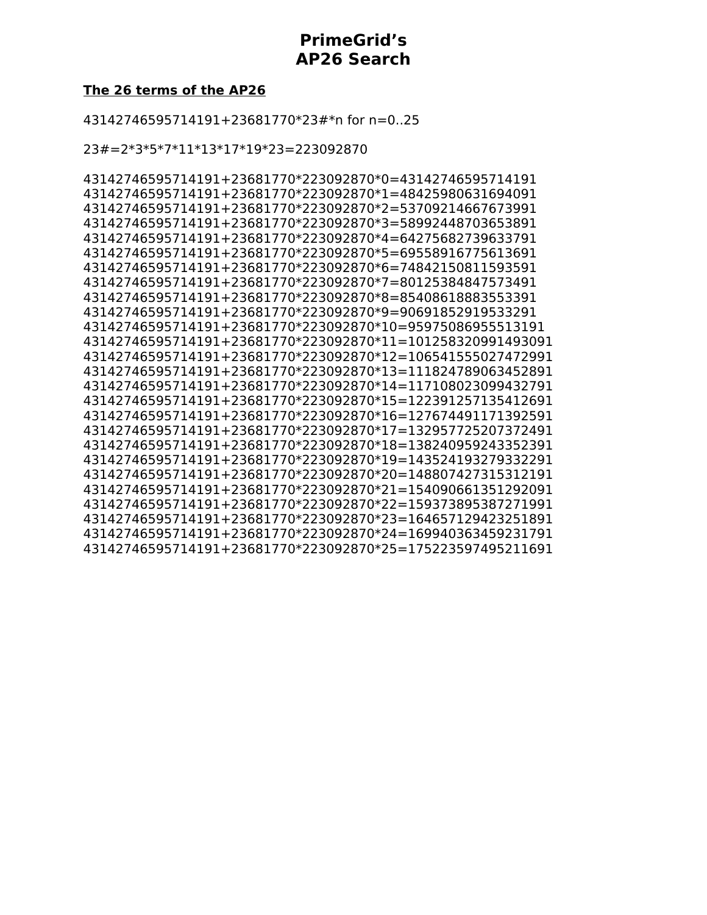# PrimeGrid's
# AP26 Search

**The 26 terms of the AP26**

43142746595714191+23681770*23#*n for n=0..25

23#=2*3*5*7*11*13*17*19*23=223092870

43142746595714191+23681770*223092870*0=43142746595714191
43142746595714191+23681770*223092870*1=48425980631694091
43142746595714191+23681770*223092870*2=53709214667673991
43142746595714191+23681770*223092870*3=58992448703653891
43142746595714191+23681770*223092870*4=64275682739633791
43142746595714191+23681770*223092870*5=69558916775613691
43142746595714191+23681770*223092870*6=74842150811593591
43142746595714191+23681770*223092870*7=80125384847573491
43142746595714191+23681770*223092870*8=85408618883553391
43142746595714191+23681770*223092870*9=90691852919533291
43142746595714191+23681770*223092870*10=95975086955513191
43142746595714191+23681770*223092870*11=101258320991493091
43142746595714191+23681770*223092870*12=106541555027472991
43142746595714191+23681770*223092870*13=111824789063452891
43142746595714191+23681770*223092870*14=117108023099432791
43142746595714191+23681770*223092870*15=122391257135412691
43142746595714191+23681770*223092870*16=127674491171392591
43142746595714191+23681770*223092870*17=132957725207372491
43142746595714191+23681770*223092870*18=138240959243352391
43142746595714191+23681770*223092870*19=143524193279332291
43142746595714191+23681770*223092870*20=148807427315312191
43142746595714191+23681770*223092870*21=154090661351292091
43142746595714191+23681770*223092870*22=159373895387271991
43142746595714191+23681770*223092870*23=164657129423251891
43142746595714191+23681770*223092870*24=169940363459231791
43142746595714191+23681770*223092870*25=175223597495211691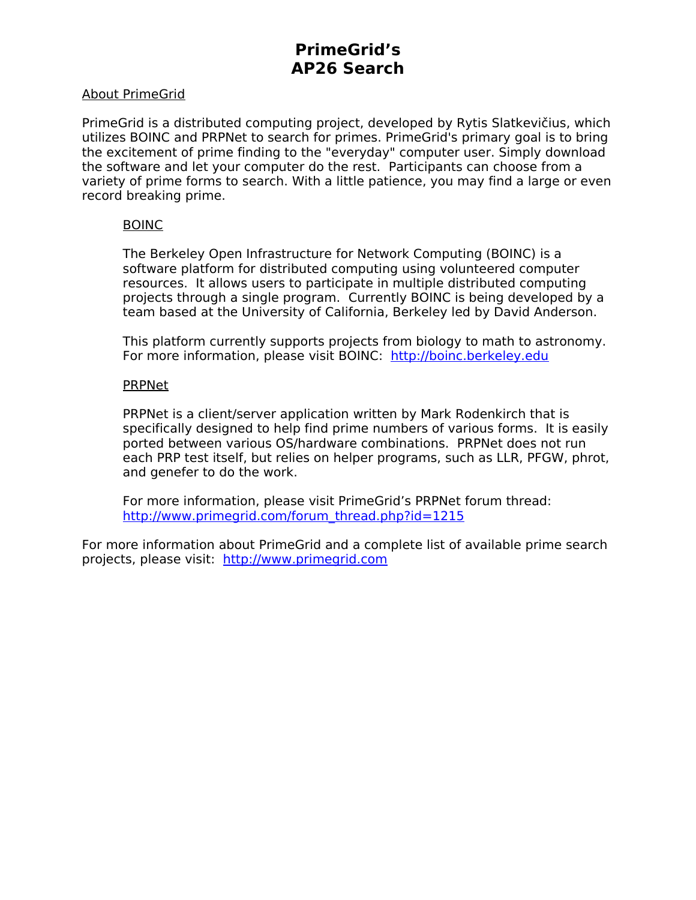# PrimeGrid's
# AP26 Search

## About PrimeGrid

PrimeGrid is a distributed computing project, developed by Rytis Slatkevičius, which utilizes BOINC and PRPNet to search for primes. PrimeGrid's primary goal is to bring the excitement of prime finding to the "everyday" computer user. Simply download the software and let your computer do the rest. Participants can choose from a variety of prime forms to search. With a little patience, you may find a large or even record breaking prime.

### BOINC

The Berkeley Open Infrastructure for Network Computing (BOINC) is a software platform for distributed computing using volunteered computer resources. It allows users to participate in multiple distributed computing projects through a single program. Currently BOINC is being developed by a team based at the University of California, Berkeley led by David Anderson.

This platform currently supports projects from biology to math to astronomy. For more information, please visit BOINC: [http://boinc.berkeley.edu](http://boinc.berkeley.edu)

### PRPNet

PRPNet is a client/server application written by Mark Rodenkirch that is specifically designed to help find prime numbers of various forms. It is easily ported between various OS/hardware combinations. PRPNet does not run each PRP test itself, but relies on helper programs, such as LLR, PFGW, phrot, and genefer to do the work.

For more information, please visit PrimeGrid's PRPNet forum thread: [http://www.primegrid.com/forum_thread.php?id=1215](http://www.primegrid.com/forum_thread.php?id=1215)

For more information about PrimeGrid and a complete list of available prime search projects, please visit: [http://www.primegrid.com](http://www.primegrid.com)